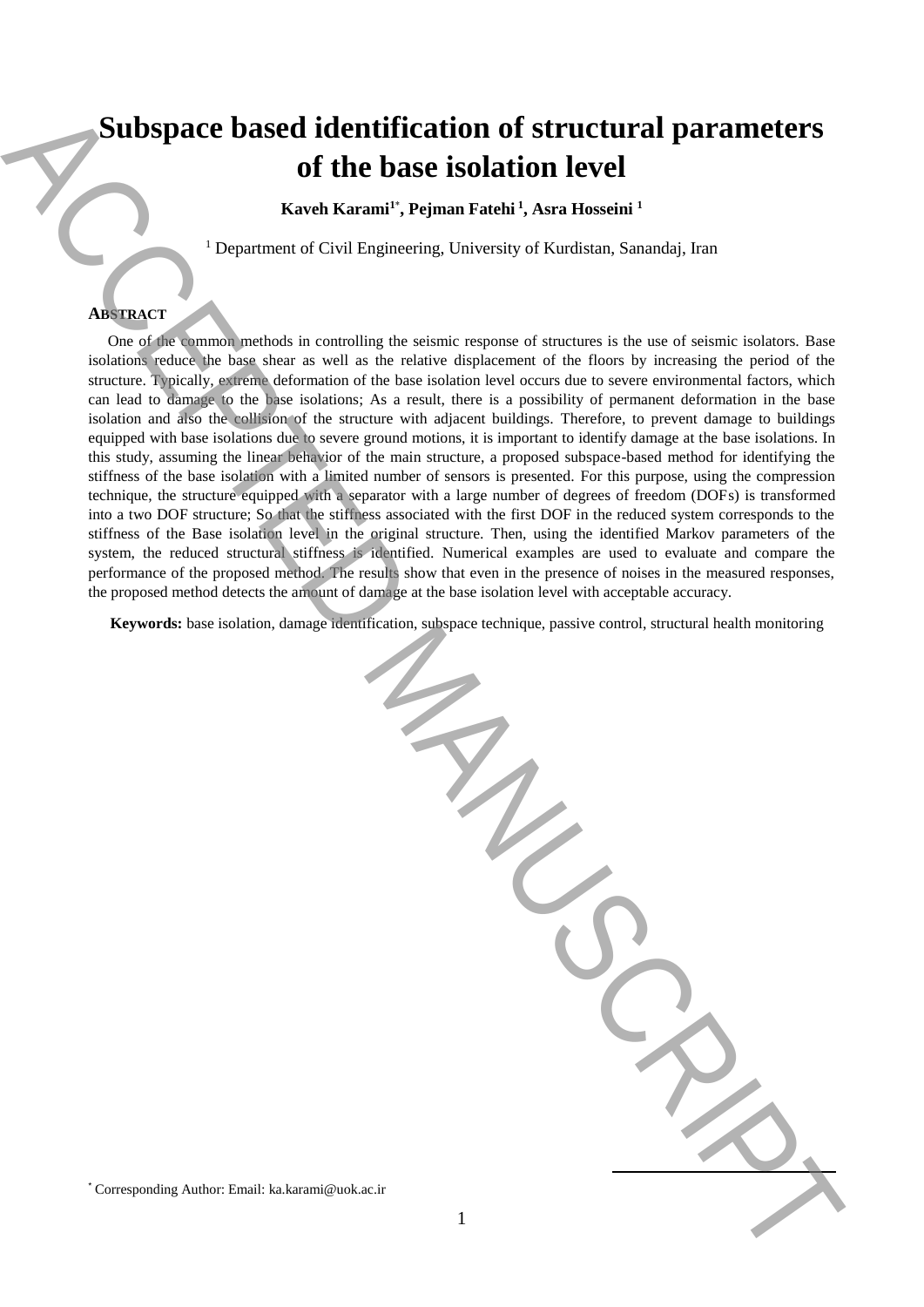# Subspace based identification of structural parameters of the base isolation level

**Kaveh Karami[1*], Pejman Fatehi [1], Asra Hosseini [1]**

[1] Department of Civil Engineering, University of Kurdistan, Sanandaj, Iran

## ABSTRACT

One of the common methods in controlling the seismic response of structures is the use of seismic isolators. Base isolations reduce the base shear as well as the relative displacement of the floors by increasing the period of the structure. Typically, extreme deformation of the base isolation level occurs due to severe environmental factors, which can lead to damage to the base isolations; As a result, there is a possibility of permanent deformation in the base isolation and also the collision of the structure with adjacent buildings. Therefore, to prevent damage to buildings equipped with base isolations due to severe ground motions, it is important to identify damage at the base isolations. In this study, assuming the linear behavior of the main structure, a proposed subspace-based method for identifying the stiffness of the base isolation with a limited number of sensors is presented. For this purpose, using the compression technique, the structure equipped with a separator with a large number of degrees of freedom (DOFs) is transformed into a two DOF structure; So that the stiffness associated with the first DOF in the reduced system corresponds to the stiffness of the Base isolation level in the original structure. Then, using the identified Markov parameters of the system, the reduced structural stiffness is identified. Numerical examples are used to evaluate and compare the performance of the proposed method. The results show that even in the presence of noises in the measured responses, the proposed method detects the amount of damage at the base isolation level with acceptable accuracy.

**Keywords:** base isolation, damage identification, subspace technique, passive control, structural health monitoring

[*] Corresponding Author: Email: ka.karami@uok.ac.ir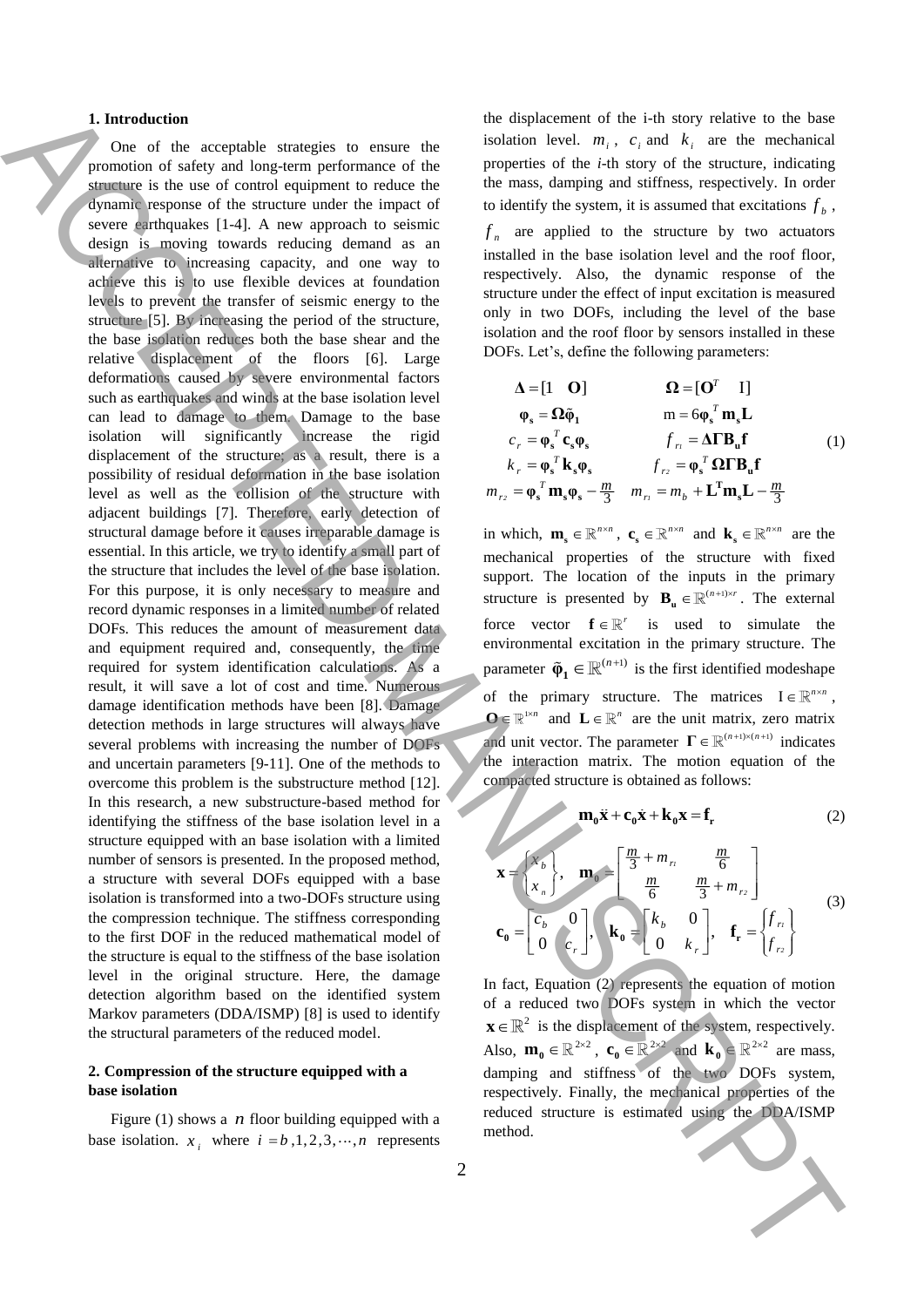## 1. Introduction

One of the acceptable strategies to ensure the promotion of safety and long-term performance of the structure is the use of control equipment to reduce the dynamic response of the structure under the impact of severe earthquakes [1-4]. A new approach to seismic design is moving towards reducing demand as an alternative to increasing capacity, and one way to achieve this is to use flexible devices at foundation levels to prevent the transfer of seismic energy to the structure [5]. By increasing the period of the structure, the base isolation reduces both the base shear and the relative displacement of the floors [6]. Large deformations caused by severe environmental factors such as earthquakes and winds at the base isolation level can lead to damage to them. Damage to the base isolation will significantly increase the rigid displacement of the structure; as a result, there is a possibility of residual deformation in the base isolation level as well as the collision of the structure with adjacent buildings [7]. Therefore, early detection of structural damage before it causes irreparable damage is essential. In this article, we try to identify a small part of the structure that includes the level of the base isolation. For this purpose, it is only necessary to measure and record dynamic responses in a limited number of related DOFs. This reduces the amount of measurement data and equipment required and, consequently, the time required for system identification calculations. As a result, it will save a lot of cost and time. Numerous damage identification methods have been [8]. Damage detection methods in large structures will always have several problems with increasing the number of DOFs and uncertain parameters [9-11]. One of the methods to overcome this problem is the substructure method [12]. In this research, a new substructure-based method for identifying the stiffness of the base isolation level in a structure equipped with an base isolation with a limited number of sensors is presented. In the proposed method, a structure with several DOFs equipped with a base isolation is transformed into a two-DOFs structure using the compression technique. The stiffness corresponding to the first DOF in the reduced mathematical model of the structure is equal to the stiffness of the base isolation level in the original structure. Here, the damage detection algorithm based on the identified system Markov parameters (DDA/ISMP) [8] is used to identify the structural parameters of the reduced model.

## 2. Compression of the structure equipped with a base isolation

Figure (1) shows a $n$ floor building equipped with a base isolation. $x_i$ where $i = b, 1, 2, 3, \cdots, n$ represents the displacement of the i-th story relative to the base isolation level. $m_i$, $c_i$ and $k_i$ are the mechanical properties of the $i$-th story of the structure, indicating the mass, damping and stiffness, respectively. In order to identify the system, it is assumed that excitations $f_b$, $f_n$ are applied to the structure by two actuators installed in the base isolation level and the roof floor, respectively. Also, the dynamic response of the structure under the effect of input excitation is measured only in two DOFs, including the level of the base isolation and the roof floor by sensors installed in these DOFs. Let's, define the following parameters:

$$
\begin{aligned}
&\boldsymbol{\Delta} = [1 \quad \mathbf{O}] && \boldsymbol{\Omega} = [\mathbf{O}^T \quad \mathrm{I}] \\
&\boldsymbol{\varphi}_\mathbf{s} = \boldsymbol{\Omega}\tilde{\boldsymbol{\varphi}}_\mathbf{1} && \mathrm{m} = 6\boldsymbol{\varphi}_\mathbf{s}^T \mathbf{m}_\mathbf{s}\mathbf{L} \\
&c_r = \boldsymbol{\varphi}_\mathbf{s}^T \mathbf{c}_\mathbf{s}\boldsymbol{\varphi}_\mathbf{s} && f_{r1} = \boldsymbol{\Delta}\boldsymbol{\Gamma}\mathbf{B}_\mathbf{u}\mathbf{f} \\
&k_r = \boldsymbol{\varphi}_\mathbf{s}^T \mathbf{k}_\mathbf{s}\boldsymbol{\varphi}_\mathbf{s} && f_{r2} = \boldsymbol{\varphi}_\mathbf{s}^T \boldsymbol{\Omega}\boldsymbol{\Gamma}\mathbf{B}_\mathbf{u}\mathbf{f} \\
&m_{r2} = \boldsymbol{\varphi}_\mathbf{s}^T \mathbf{m}_\mathbf{s}\boldsymbol{\varphi}_\mathbf{s} - \frac{m}{3} && m_{r1} = m_b + \mathbf{L}^\mathbf{T}\mathbf{m}_\mathbf{s}\mathbf{L} - \frac{m}{3}
\end{aligned} \tag{1}
$$

in which, $\mathbf{m}_\mathbf{s} \in \mathbb{R}^{n\times n}$, $\mathbf{c}_\mathbf{s} \in \mathbb{R}^{n\times n}$ and $\mathbf{k}_\mathbf{s} \in \mathbb{R}^{n\times n}$ are the mechanical properties of the structure with fixed support. The location of the inputs in the primary structure is presented by $\mathbf{B}_\mathbf{u} \in \mathbb{R}^{(n+1)\times r}$. The external force vector $\mathbf{f} \in \mathbb{R}^r$ is used to simulate the environmental excitation in the primary structure. The parameter $\tilde{\boldsymbol{\varphi}}_\mathbf{1} \in \mathbb{R}^{(n+1)}$ is the first identified modeshape of the primary structure. The matrices $\mathrm{I} \in \mathbb{R}^{n\times n}$, $\mathbf{O} \in \mathbb{R}^{1\times n}$ and $\mathbf{L} \in \mathbb{R}^n$ are the unit matrix, zero matrix and unit vector. The parameter $\boldsymbol{\Gamma} \in \mathbb{R}^{(n+1)\times(n+1)}$ indicates the interaction matrix. The motion equation of the compacted structure is obtained as follows:

$$
\mathbf{m}_\mathbf{0}\ddot{\mathbf{x}} + \mathbf{c}_\mathbf{0}\dot{\mathbf{x}} + \mathbf{k}_\mathbf{0}\mathbf{x} = \mathbf{f}_\mathbf{r} \tag{2}
$$

$$
\begin{aligned}
&\mathbf{x} = \begin{Bmatrix} x_b \\ x_n \end{Bmatrix}, \quad \mathbf{m}_\mathbf{0} = \begin{bmatrix} \frac{m}{3} + m_{r1} & \frac{m}{6} \\ \frac{m}{6} & \frac{m}{3} + m_{r2} \end{bmatrix} \\
&\mathbf{c}_\mathbf{0} = \begin{bmatrix} c_b & 0 \\ 0 & c_r \end{bmatrix}, \quad \mathbf{k}_\mathbf{0} = \begin{bmatrix} k_b & 0 \\ 0 & k_r \end{bmatrix}, \quad \mathbf{f}_\mathbf{r} = \begin{Bmatrix} f_{r1} \\ f_{r2} \end{Bmatrix}
\end{aligned} \tag{3}
$$

In fact, Equation (2) represents the equation of motion of a reduced two DOFs system in which the vector $\mathbf{x} \in \mathbb{R}^2$ is the displacement of the system, respectively. Also, $\mathbf{m}_\mathbf{0} \in \mathbb{R}^{2\times 2}$, $\mathbf{c}_\mathbf{0} \in \mathbb{R}^{2\times 2}$ and $\mathbf{k}_\mathbf{0} \in \mathbb{R}^{2\times 2}$ are mass, damping and stiffness of the two DOFs system, respectively. Finally, the mechanical properties of the reduced structure is estimated using the DDA/ISMP method.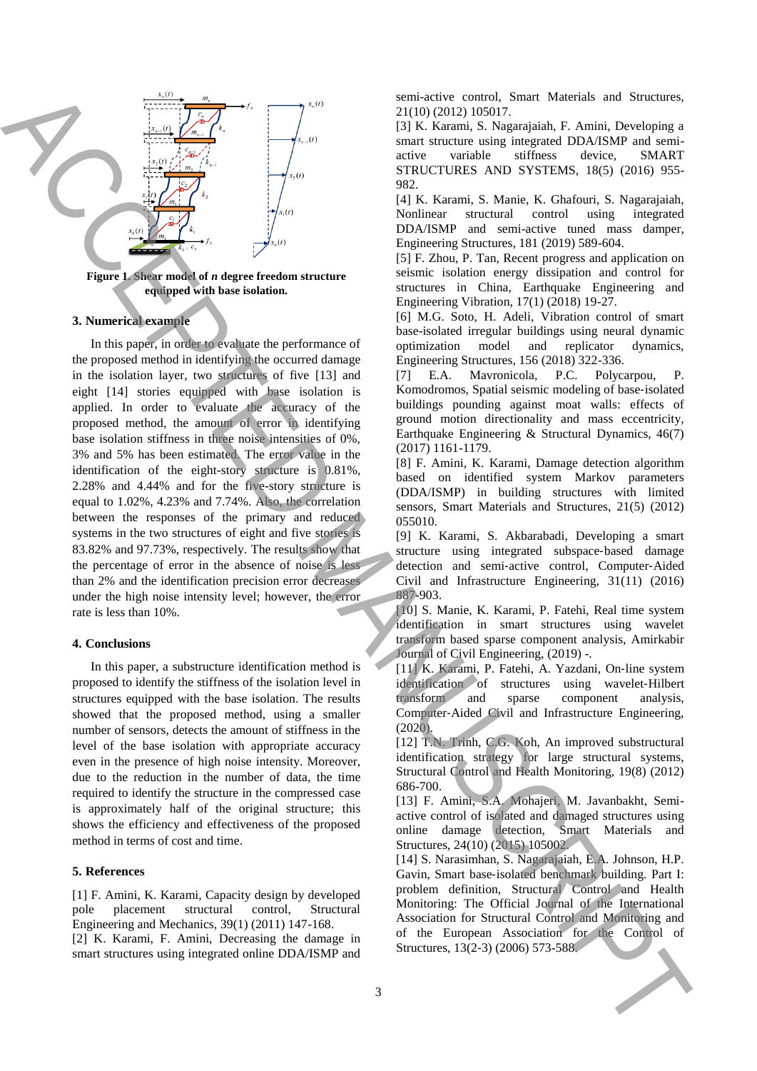Figure 1. Shear model of *n* degree freedom structure equipped with base isolation.

### 3. Numerical example

In this paper, in order to evaluate the performance of the proposed method in identifying the occurred damage in the isolation layer, two structures of five [13] and eight [14] stories equipped with base isolation is applied. In order to evaluate the accuracy of the proposed method, the amount of error in identifying base isolation stiffness in three noise intensities of 0%, 3% and 5% has been estimated. The error value in the identification of the eight-story structure is 0.81%, 2.28% and 4.44% and for the five-story structure is equal to 1.02%, 4.23% and 7.74%. Also, the correlation between the responses of the primary and reduced systems in the two structures of eight and five stories is 83.82% and 97.73%, respectively. The results show that the percentage of error in the absence of noise is less than 2% and the identification precision error decreases under the high noise intensity level; however, the error rate is less than 10%.

### 4. Conclusions

In this paper, a substructure identification method is proposed to identify the stiffness of the isolation level in structures equipped with the base isolation. The results showed that the proposed method, using a smaller number of sensors, detects the amount of stiffness in the level of the base isolation with appropriate accuracy even in the presence of high noise intensity. Moreover, due to the reduction in the number of data, the time required to identify the structure in the compressed case is approximately half of the original structure; this shows the efficiency and effectiveness of the proposed method in terms of cost and time.

### 5. References

[1] F. Amini, K. Karami, Capacity design by developed pole placement structural control, Structural Engineering and Mechanics, 39(1) (2011) 147-168.

[2] K. Karami, F. Amini, Decreasing the damage in smart structures using integrated online DDA/ISMP and semi-active control, Smart Materials and Structures, 21(10) (2012) 105017.

[3] K. Karami, S. Nagarajaiah, F. Amini, Developing a smart structure using integrated DDA/ISMP and semi-active variable stiffness device, SMART STRUCTURES AND SYSTEMS, 18(5) (2016) 955-982.

[4] K. Karami, S. Manie, K. Ghafouri, S. Nagarajaiah, Nonlinear structural control using integrated DDA/ISMP and semi-active tuned mass damper, Engineering Structures, 181 (2019) 589-604.

[5] F. Zhou, P. Tan, Recent progress and application on seismic isolation energy dissipation and control for structures in China, Earthquake Engineering and Engineering Vibration, 17(1) (2018) 19-27.

[6] M.G. Soto, H. Adeli, Vibration control of smart base-isolated irregular buildings using neural dynamic optimization model and replicator dynamics, Engineering Structures, 156 (2018) 322-336.

[7] E.A. Mavronicola, P.C. Polycarpou, P. Komodromos, Spatial seismic modeling of base‐isolated buildings pounding against moat walls: effects of ground motion directionality and mass eccentricity, Earthquake Engineering & Structural Dynamics, 46(7) (2017) 1161-1179.

[8] F. Amini, K. Karami, Damage detection algorithm based on identified system Markov parameters (DDA/ISMP) in building structures with limited sensors, Smart Materials and Structures, 21(5) (2012) 055010.

[9] K. Karami, S. Akbarabadi, Developing a smart structure using integrated subspace‐based damage detection and semi‐active control, Computer‐Aided Civil and Infrastructure Engineering, 31(11) (2016) 887-903.

[10] S. Manie, K. Karami, P. Fatehi, Real time system identification in smart structures using wavelet transform based sparse component analysis, Amirkabir Journal of Civil Engineering, (2019) -.

[11] K. Karami, P. Fatehi, A. Yazdani, On‐line system identification of structures using wavelet‐Hilbert transform and sparse component analysis, Computer‐Aided Civil and Infrastructure Engineering, (2020).

[12] T.N. Trinh, C.G. Koh, An improved substructural identification strategy for large structural systems, Structural Control and Health Monitoring, 19(8) (2012) 686-700.

[13] F. Amini, S.A. Mohajeri, M. Javanbakht, Semi-active control of isolated and damaged structures using online damage detection, Smart Materials and Structures, 24(10) (2015) 105002.

[14] S. Narasimhan, S. Nagarajaiah, E.A. Johnson, H.P. Gavin, Smart base‐isolated benchmark building. Part I: problem definition, Structural Control and Health Monitoring: The Official Journal of the International Association for Structural Control and Monitoring and of the European Association for the Control of Structures, 13(2‐3) (2006) 573-588.